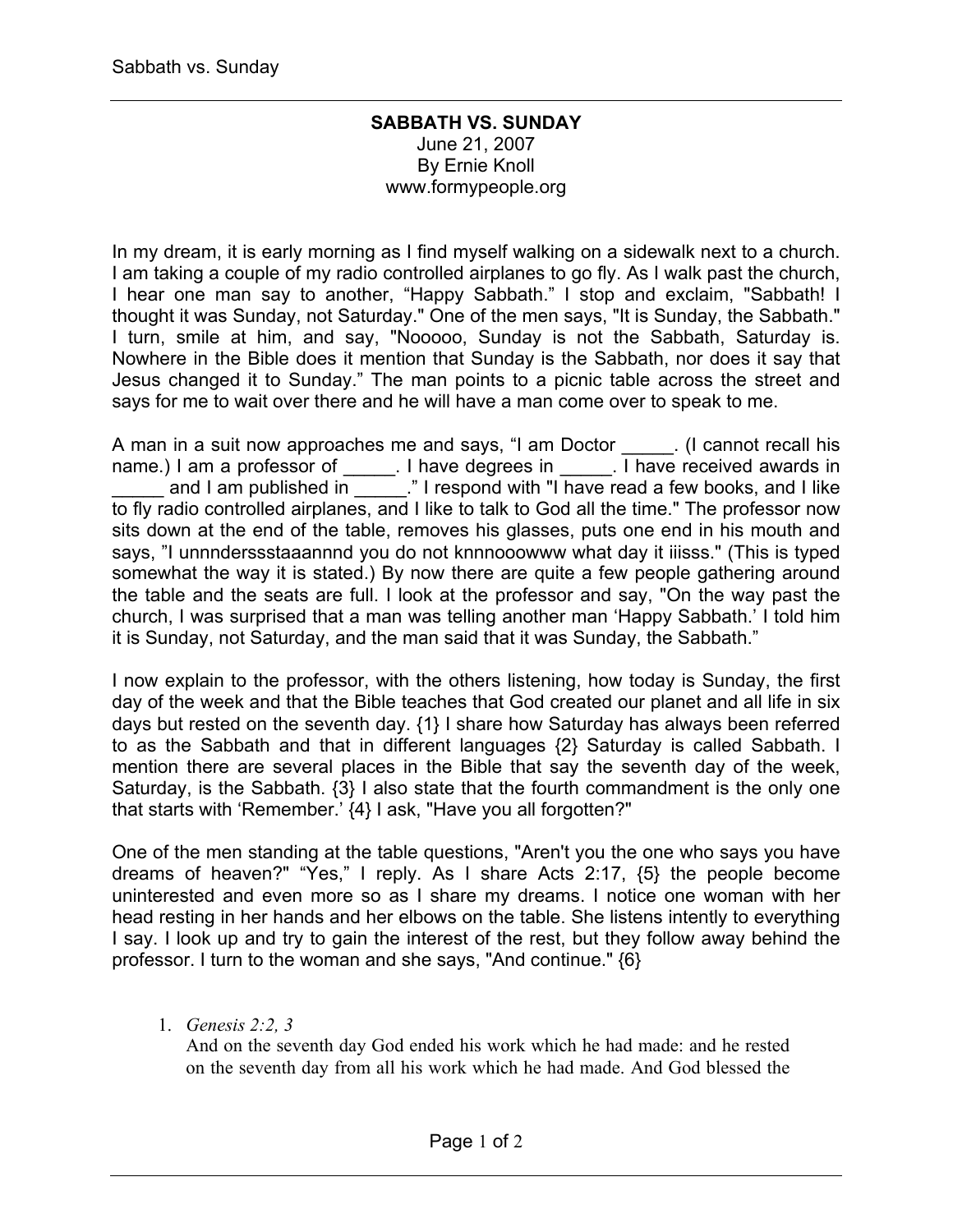## SABBATH VS. SUNDAY

June 21, 2007
By Ernie Knoll
www.formypeople.org

In my dream, it is early morning as I find myself walking on a sidewalk next to a church. I am taking a couple of my radio controlled airplanes to go fly. As I walk past the church, I hear one man say to another, "Happy Sabbath." I stop and exclaim, "Sabbath! I thought it was Sunday, not Saturday." One of the men says, "It is Sunday, the Sabbath." I turn, smile at him, and say, "Nooooo, Sunday is not the Sabbath, Saturday is. Nowhere in the Bible does it mention that Sunday is the Sabbath, nor does it say that Jesus changed it to Sunday." The man points to a picnic table across the street and says for me to wait over there and he will have a man come over to speak to me.

A man in a suit now approaches me and says, "I am Doctor _____. (I cannot recall his name.) I am a professor of _____. I have degrees in _____. I have received awards in _____ and I am published in _____." I respond with "I have read a few books, and I like to fly radio controlled airplanes, and I like to talk to God all the time." The professor now sits down at the end of the table, removes his glasses, puts one end in his mouth and says, "I unnnderssstaaannnd you do not knnnooowww what day it iiisss." (This is typed somewhat the way it is stated.) By now there are quite a few people gathering around the table and the seats are full. I look at the professor and say, "On the way past the church, I was surprised that a man was telling another man 'Happy Sabbath.' I told him it is Sunday, not Saturday, and the man said that it was Sunday, the Sabbath."

I now explain to the professor, with the others listening, how today is Sunday, the first day of the week and that the Bible teaches that God created our planet and all life in six days but rested on the seventh day. {1} I share how Saturday has always been referred to as the Sabbath and that in different languages {2} Saturday is called Sabbath. I mention there are several places in the Bible that say the seventh day of the week, Saturday, is the Sabbath. {3} I also state that the fourth commandment is the only one that starts with 'Remember.' {4} I ask, "Have you all forgotten?"

One of the men standing at the table questions, "Aren't you the one who says you have dreams of heaven?" "Yes," I reply. As I share Acts 2:17, {5} the people become uninterested and even more so as I share my dreams. I notice one woman with her head resting in her hands and her elbows on the table. She listens intently to everything I say. I look up and try to gain the interest of the rest, but they follow away behind the professor. I turn to the woman and she says, "And continue." {6}

1. *Genesis 2:2, 3*
   And on the seventh day God ended his work which he had made: and he rested on the seventh day from all his work which he had made. And God blessed the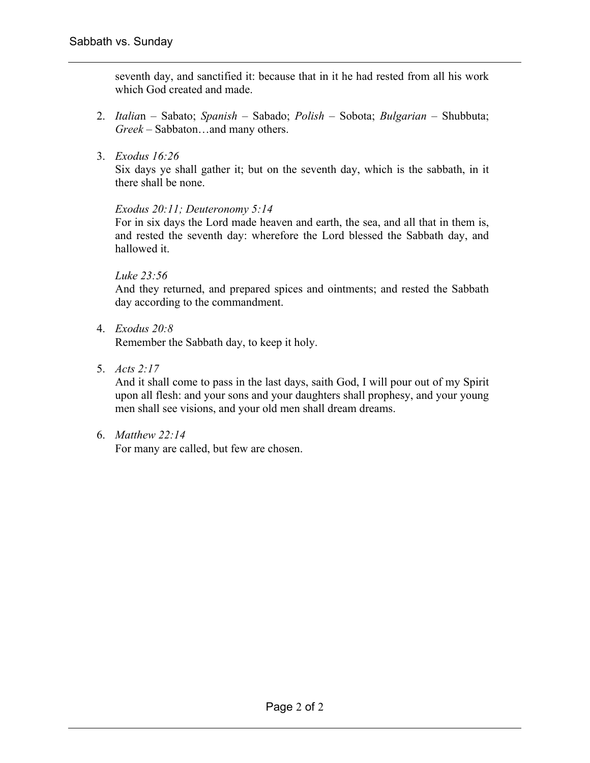seventh day, and sanctified it: because that in it he had rested from all his work which God created and made.

2. *Italian* – Sabato; *Spanish* – Sabado; *Polish* – Sobota; *Bulgarian* – Shubbuta; *Greek* – Sabbaton…and many others.

3. *Exodus 16:26*
   Six days ye shall gather it; but on the seventh day, which is the sabbath, in it there shall be none.

   *Exodus 20:11; Deuteronomy 5:14*
   For in six days the Lord made heaven and earth, the sea, and all that in them is, and rested the seventh day: wherefore the Lord blessed the Sabbath day, and hallowed it.

   *Luke 23:56*
   And they returned, and prepared spices and ointments; and rested the Sabbath day according to the commandment.

4. *Exodus 20:8*
   Remember the Sabbath day, to keep it holy.

5. *Acts 2:17*
   And it shall come to pass in the last days, saith God, I will pour out of my Spirit upon all flesh: and your sons and your daughters shall prophesy, and your young men shall see visions, and your old men shall dream dreams.

6. *Matthew 22:14*
   For many are called, but few are chosen.